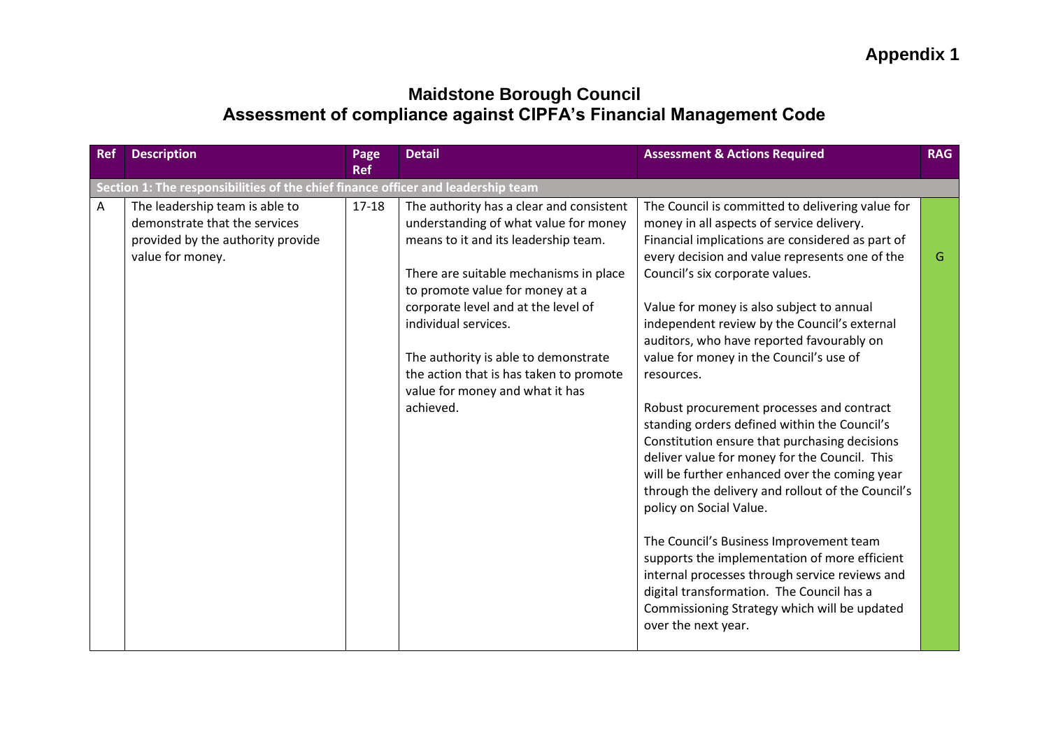**Appendix 1**

# Maidstone Borough Council
## Assessment of compliance against CIPFA's Financial Management Code

| Ref | Description | Page Ref | Detail | Assessment & Actions Required | RAG |
|---|---|---|---|---|---|
| **Section 1: The responsibilities of the chief finance officer and leadership team** | | | | | |
| A | The leadership team is able to demonstrate that the services provided by the authority provide value for money. | 17-18 | The authority has a clear and consistent understanding of what value for money means to it and its leadership team.<br><br>There are suitable mechanisms in place to promote value for money at a corporate level and at the level of individual services.<br><br>The authority is able to demonstrate the action that is has taken to promote value for money and what it has achieved. | The Council is committed to delivering value for money in all aspects of service delivery. Financial implications are considered as part of every decision and value represents one of the Council's six corporate values.<br><br>Value for money is also subject to annual independent review by the Council's external auditors, who have reported favourably on value for money in the Council's use of resources.<br><br>Robust procurement processes and contract standing orders defined within the Council's Constitution ensure that purchasing decisions deliver value for money for the Council. This will be further enhanced over the coming year through the delivery and rollout of the Council's policy on Social Value.<br><br>The Council's Business Improvement team supports the implementation of more efficient internal processes through service reviews and digital transformation. The Council has a Commissioning Strategy which will be updated over the next year. | G |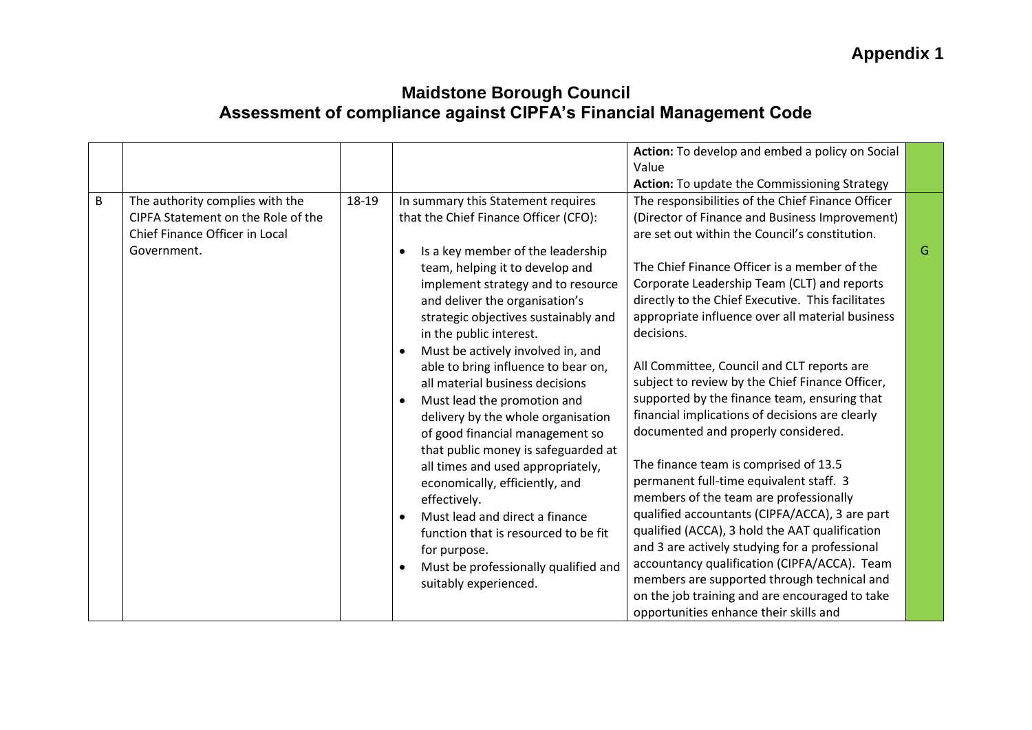# Appendix 1

## Maidstone Borough Council
## Assessment of compliance against CIPFA's Financial Management Code

| | | | | | |
|---|---|---|---|---|---|
| | | | | **Action:** To develop and embed a policy on Social Value<br>**Action:** To update the Commissioning Strategy | |
| B | The authority complies with the CIPFA Statement on the Role of the Chief Finance Officer in Local Government. | 18-19 | In summary this Statement requires that the Chief Finance Officer (CFO):<br><br>• Is a key member of the leadership team, helping it to develop and implement strategy and to resource and deliver the organisation's strategic objectives sustainably and in the public interest.<br>• Must be actively involved in, and able to bring influence to bear on, all material business decisions<br>• Must lead the promotion and delivery by the whole organisation of good financial management so that public money is safeguarded at all times and used appropriately, economically, efficiently, and effectively.<br>• Must lead and direct a finance function that is resourced to be fit for purpose.<br>• Must be professionally qualified and suitably experienced. | The responsibilities of the Chief Finance Officer (Director of Finance and Business Improvement) are set out within the Council's constitution.<br><br>The Chief Finance Officer is a member of the Corporate Leadership Team (CLT) and reports directly to the Chief Executive. This facilitates appropriate influence over all material business decisions.<br><br>All Committee, Council and CLT reports are subject to review by the Chief Finance Officer, supported by the finance team, ensuring that financial implications of decisions are clearly documented and properly considered.<br><br>The finance team is comprised of 13.5 permanent full-time equivalent staff. 3 members of the team are professionally qualified accountants (CIPFA/ACCA), 3 are part qualified (ACCA), 3 hold the AAT qualification and 3 are actively studying for a professional accountancy qualification (CIPFA/ACCA). Team members are supported through technical and on the job training and are encouraged to take opportunities enhance their skills and | G |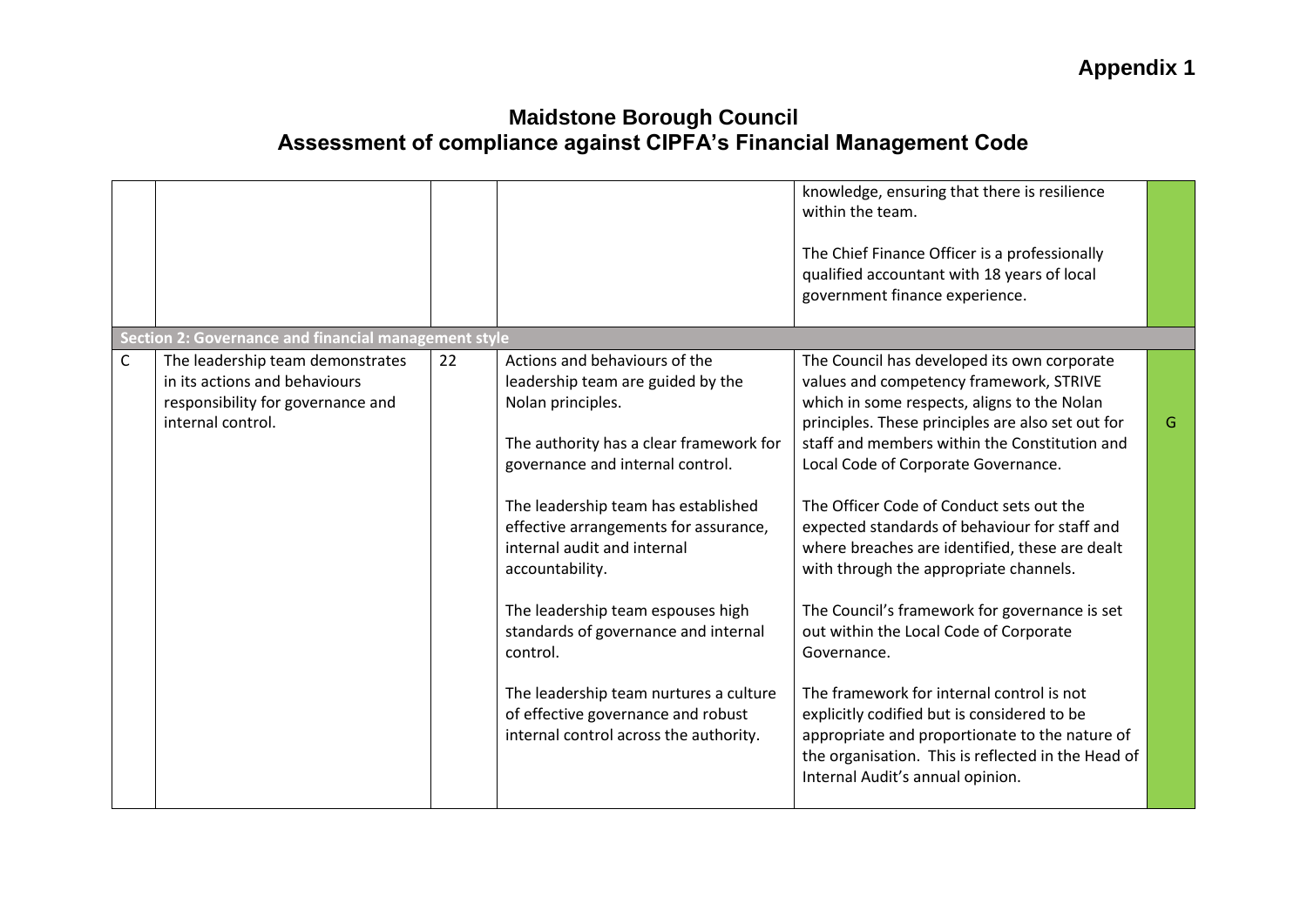Appendix 1

# Maidstone Borough Council
## Assessment of compliance against CIPFA's Financial Management Code

| | | | | | |
|---|---|---|---|---|---|
| | | | | knowledge, ensuring that there is resilience within the team.<br><br>The Chief Finance Officer is a professionally qualified accountant with 18 years of local government finance experience. | |
| **Section 2: Governance and financial management style** | | | | | |
| C | The leadership team demonstrates in its actions and behaviours responsibility for governance and internal control. | 22 | Actions and behaviours of the leadership team are guided by the Nolan principles.<br><br>The authority has a clear framework for governance and internal control.<br><br>The leadership team has established effective arrangements for assurance, internal audit and internal accountability.<br><br>The leadership team espouses high standards of governance and internal control.<br><br>The leadership team nurtures a culture of effective governance and robust internal control across the authority. | The Council has developed its own corporate values and competency framework, STRIVE which in some respects, aligns to the Nolan principles. These principles are also set out for staff and members within the Constitution and Local Code of Corporate Governance.<br><br>The Officer Code of Conduct sets out the expected standards of behaviour for staff and where breaches are identified, these are dealt with through the appropriate channels.<br><br>The Council's framework for governance is set out within the Local Code of Corporate Governance.<br><br>The framework for internal control is not explicitly codified but is considered to be appropriate and proportionate to the nature of the organisation. This is reflected in the Head of Internal Audit's annual opinion. | G |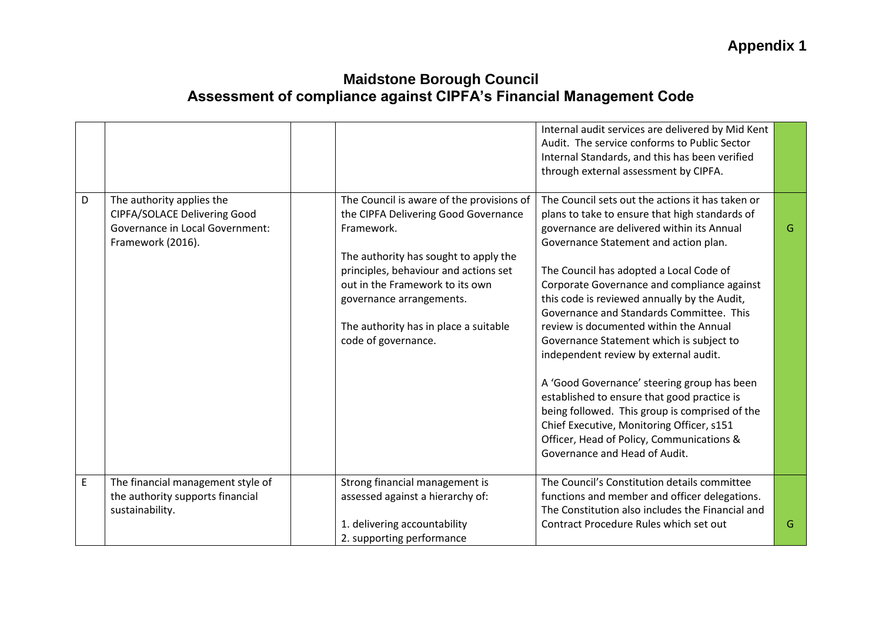# Appendix 1

## Maidstone Borough Council
## Assessment of compliance against CIPFA's Financial Management Code

| | | | | | |
|---|---|---|---|---|---|
| | | | | Internal audit services are delivered by Mid Kent Audit. The service conforms to Public Sector Internal Standards, and this has been verified through external assessment by CIPFA. | |
| D | The authority applies the CIPFA/SOLACE Delivering Good Governance in Local Government: Framework (2016). | | The Council is aware of the provisions of the CIPFA Delivering Good Governance Framework.<br><br>The authority has sought to apply the principles, behaviour and actions set out in the Framework to its own governance arrangements.<br><br>The authority has in place a suitable code of governance. | The Council sets out the actions it has taken or plans to take to ensure that high standards of governance are delivered within its Annual Governance Statement and action plan.<br><br>The Council has adopted a Local Code of Corporate Governance and compliance against this code is reviewed annually by the Audit, Governance and Standards Committee. This review is documented within the Annual Governance Statement which is subject to independent review by external audit.<br><br>A 'Good Governance' steering group has been established to ensure that good practice is being followed. This group is comprised of the Chief Executive, Monitoring Officer, s151 Officer, Head of Policy, Communications & Governance and Head of Audit. | G |
| E | The financial management style of the authority supports financial sustainability. | | Strong financial management is assessed against a hierarchy of:<br><br>1. delivering accountability<br>2. supporting performance | The Council's Constitution details committee functions and member and officer delegations. The Constitution also includes the Financial and Contract Procedure Rules which set out | G |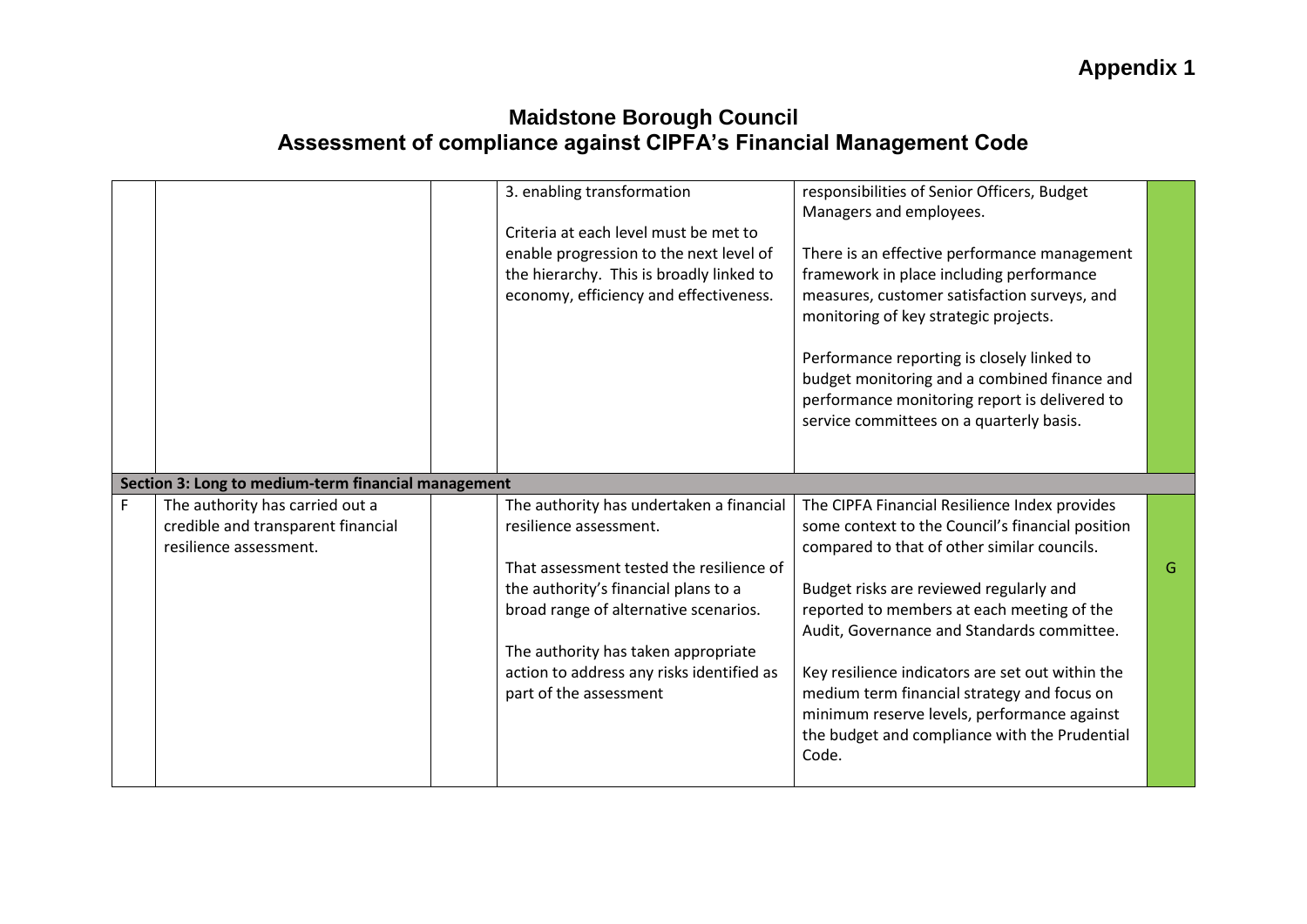# Appendix 1

## Maidstone Borough Council
## Assessment of compliance against CIPFA's Financial Management Code

| | | | | | |
|---|---|---|---|---|---|
| | | | 3. enabling transformation<br><br>Criteria at each level must be met to enable progression to the next level of the hierarchy. This is broadly linked to economy, efficiency and effectiveness. | responsibilities of Senior Officers, Budget Managers and employees.<br><br>There is an effective performance management framework in place including performance measures, customer satisfaction surveys, and monitoring of key strategic projects.<br><br>Performance reporting is closely linked to budget monitoring and a combined finance and performance monitoring report is delivered to service committees on a quarterly basis. | |
| **Section 3: Long to medium-term financial management** | | | | | |
| F | The authority has carried out a credible and transparent financial resilience assessment. | | The authority has undertaken a financial resilience assessment.<br><br>That assessment tested the resilience of the authority's financial plans to a broad range of alternative scenarios.<br><br>The authority has taken appropriate action to address any risks identified as part of the assessment | The CIPFA Financial Resilience Index provides some context to the Council's financial position compared to that of other similar councils.<br><br>Budget risks are reviewed regularly and reported to members at each meeting of the Audit, Governance and Standards committee.<br><br>Key resilience indicators are set out within the medium term financial strategy and focus on minimum reserve levels, performance against the budget and compliance with the Prudential Code. | G |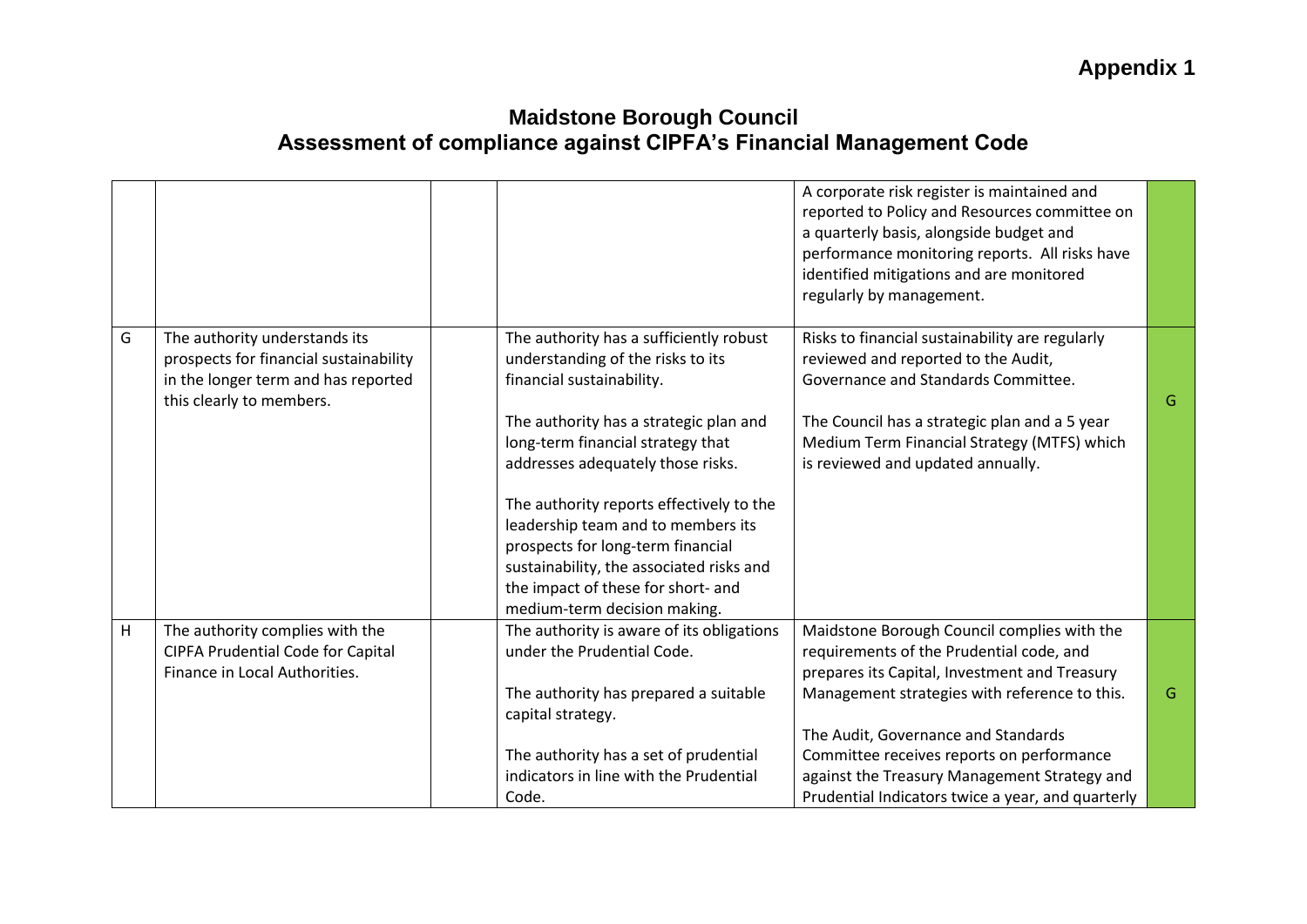# Appendix 1

## Maidstone Borough Council
## Assessment of compliance against CIPFA's Financial Management Code

| | | | | | |
|---|---|---|---|---|---|
| | | | | A corporate risk register is maintained and reported to Policy and Resources committee on a quarterly basis, alongside budget and performance monitoring reports. All risks have identified mitigations and are monitored regularly by management. | |
| G | The authority understands its prospects for financial sustainability in the longer term and has reported this clearly to members. | | The authority has a sufficiently robust understanding of the risks to its financial sustainability.<br><br>The authority has a strategic plan and long-term financial strategy that addresses adequately those risks.<br><br>The authority reports effectively to the leadership team and to members its prospects for long-term financial sustainability, the associated risks and the impact of these for short- and medium-term decision making. | Risks to financial sustainability are regularly reviewed and reported to the Audit, Governance and Standards Committee.<br><br>The Council has a strategic plan and a 5 year Medium Term Financial Strategy (MTFS) which is reviewed and updated annually. | G |
| H | The authority complies with the CIPFA Prudential Code for Capital Finance in Local Authorities. | | The authority is aware of its obligations under the Prudential Code.<br><br>The authority has prepared a suitable capital strategy.<br><br>The authority has a set of prudential indicators in line with the Prudential Code. | Maidstone Borough Council complies with the requirements of the Prudential code, and prepares its Capital, Investment and Treasury Management strategies with reference to this.<br><br>The Audit, Governance and Standards Committee receives reports on performance against the Treasury Management Strategy and Prudential Indicators twice a year, and quarterly | G |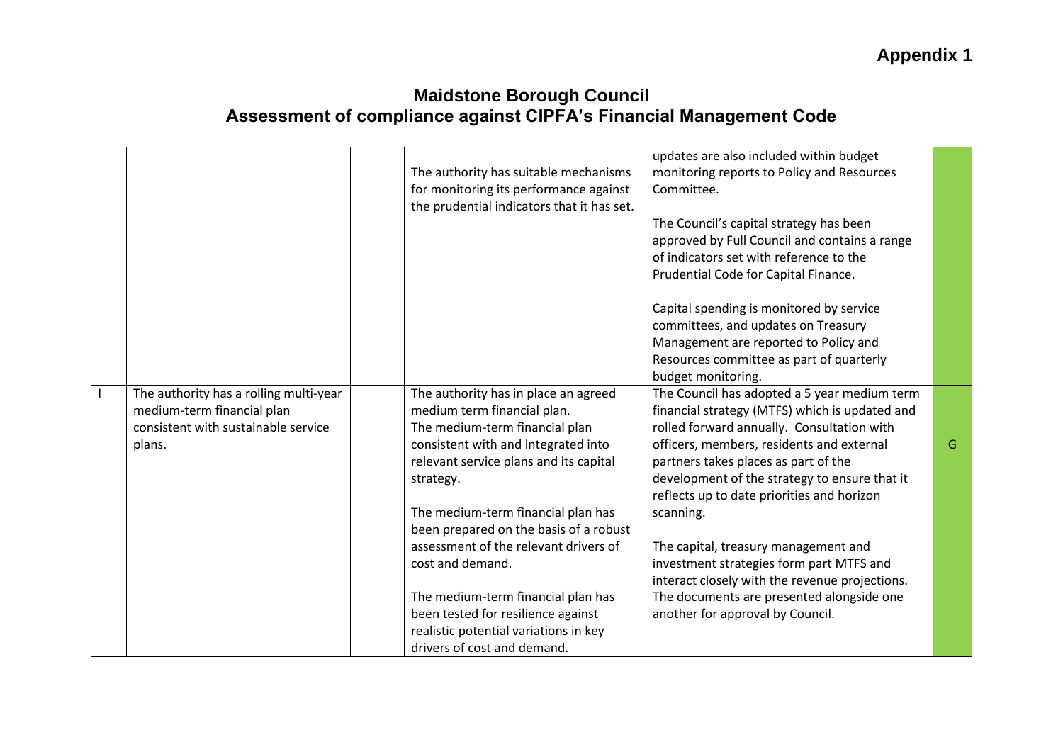# Appendix 1

## Maidstone Borough Council
## Assessment of compliance against CIPFA's Financial Management Code

| | | | | | |
|---|---|---|---|---|---|
| | | | The authority has suitable mechanisms for monitoring its performance against the prudential indicators that it has set. | updates are also included within budget monitoring reports to Policy and Resources Committee.<br><br>The Council's capital strategy has been approved by Full Council and contains a range of indicators set with reference to the Prudential Code for Capital Finance.<br><br>Capital spending is monitored by service committees, and updates on Treasury Management are reported to Policy and Resources committee as part of quarterly budget monitoring. | |
| I | The authority has a rolling multi-year medium-term financial plan consistent with sustainable service plans. | | The authority has in place an agreed medium term financial plan.<br>The medium-term financial plan consistent with and integrated into relevant service plans and its capital strategy.<br><br>The medium-term financial plan has been prepared on the basis of a robust assessment of the relevant drivers of cost and demand.<br><br>The medium-term financial plan has been tested for resilience against realistic potential variations in key drivers of cost and demand. | The Council has adopted a 5 year medium term financial strategy (MTFS) which is updated and rolled forward annually. Consultation with officers, members, residents and external partners takes places as part of the development of the strategy to ensure that it reflects up to date priorities and horizon scanning.<br><br>The capital, treasury management and investment strategies form part MTFS and interact closely with the revenue projections. The documents are presented alongside one another for approval by Council. | G |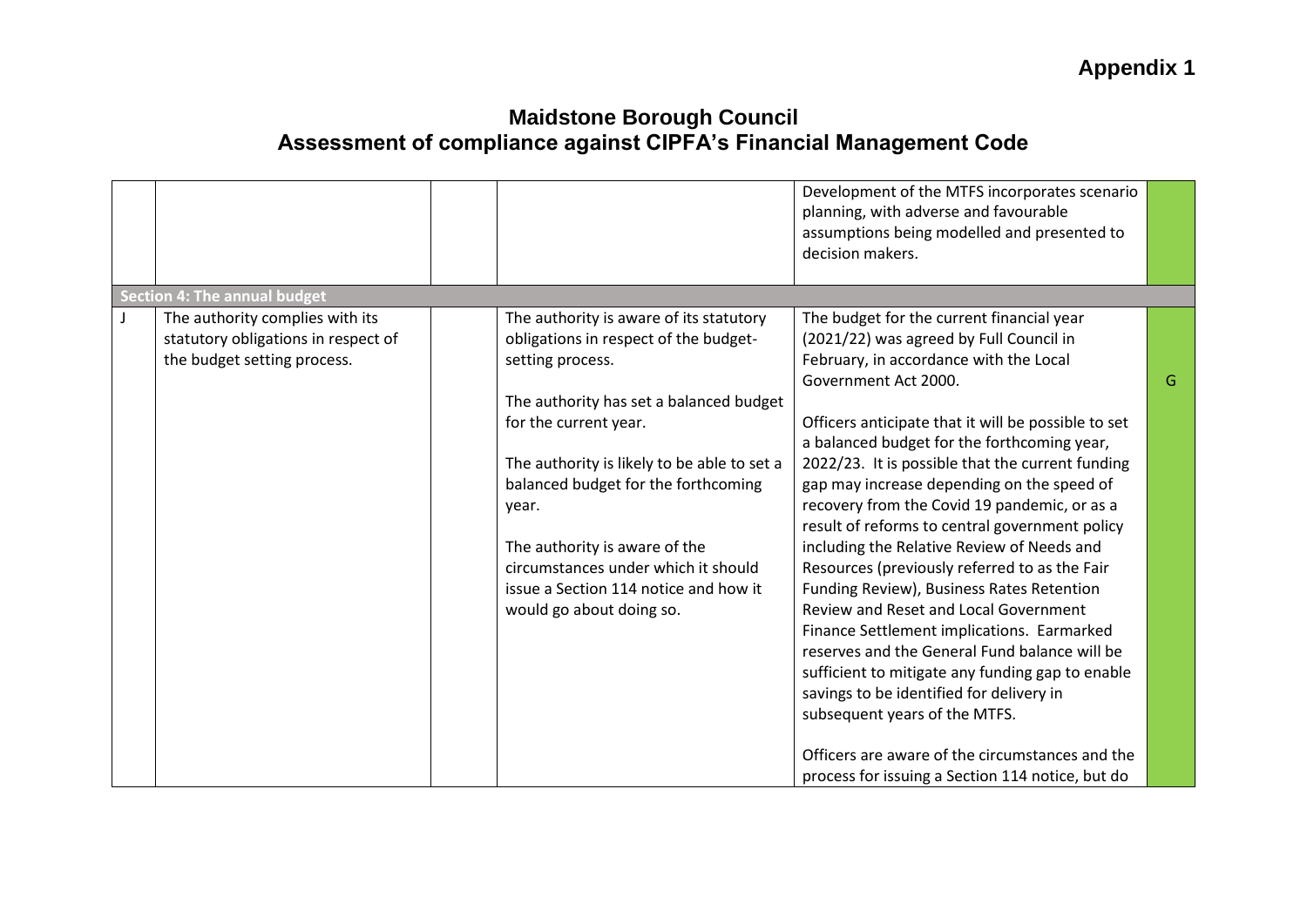# Maidstone Borough Council

## Assessment of compliance against CIPFA's Financial Management Code

| | | | | | |
|---|---|---|---|---|---|
| | | | | Development of the MTFS incorporates scenario planning, with adverse and favourable assumptions being modelled and presented to decision makers. | |
| **Section 4: The annual budget** | | | | | |
| J | The authority complies with its statutory obligations in respect of the budget setting process. | | The authority is aware of its statutory obligations in respect of the budget-setting process.<br><br>The authority has set a balanced budget for the current year.<br><br>The authority is likely to be able to set a balanced budget for the forthcoming year.<br><br>The authority is aware of the circumstances under which it should issue a Section 114 notice and how it would go about doing so. | The budget for the current financial year (2021/22) was agreed by Full Council in February, in accordance with the Local Government Act 2000.<br><br>Officers anticipate that it will be possible to set a balanced budget for the forthcoming year, 2022/23. It is possible that the current funding gap may increase depending on the speed of recovery from the Covid 19 pandemic, or as a result of reforms to central government policy including the Relative Review of Needs and Resources (previously referred to as the Fair Funding Review), Business Rates Retention Review and Reset and Local Government Finance Settlement implications. Earmarked reserves and the General Fund balance will be sufficient to mitigate any funding gap to enable savings to be identified for delivery in subsequent years of the MTFS.<br><br>Officers are aware of the circumstances and the process for issuing a Section 114 notice, but do | G |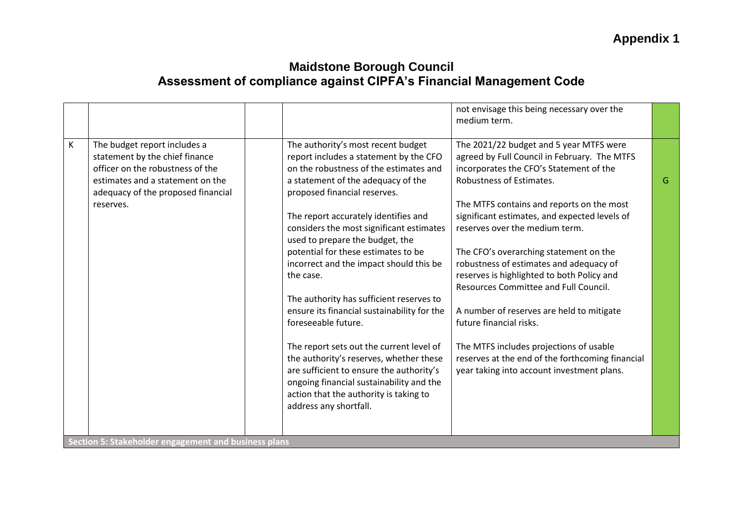## Appendix 1

# Maidstone Borough Council
# Assessment of compliance against CIPFA's Financial Management Code

| | | | | | |
|---|---|---|---|---|---|
| | | | | not envisage this being necessary over the medium term. | |
| K | The budget report includes a statement by the chief finance officer on the robustness of the estimates and a statement on the adequacy of the proposed financial reserves. | | The authority's most recent budget report includes a statement by the CFO on the robustness of the estimates and a statement of the adequacy of the proposed financial reserves.<br><br>The report accurately identifies and considers the most significant estimates used to prepare the budget, the potential for these estimates to be incorrect and the impact should this be the case.<br><br>The authority has sufficient reserves to ensure its financial sustainability for the foreseeable future.<br><br>The report sets out the current level of the authority's reserves, whether these are sufficient to ensure the authority's ongoing financial sustainability and the action that the authority is taking to address any shortfall. | The 2021/22 budget and 5 year MTFS were agreed by Full Council in February. The MTFS incorporates the CFO's Statement of the Robustness of Estimates.<br><br>The MTFS contains and reports on the most significant estimates, and expected levels of reserves over the medium term.<br><br>The CFO's overarching statement on the robustness of estimates and adequacy of reserves is highlighted to both Policy and Resources Committee and Full Council.<br><br>A number of reserves are held to mitigate future financial risks.<br><br>The MTFS includes projections of usable reserves at the end of the forthcoming financial year taking into account investment plans. | G |
| **Section 5: Stakeholder engagement and business plans** | | | | | |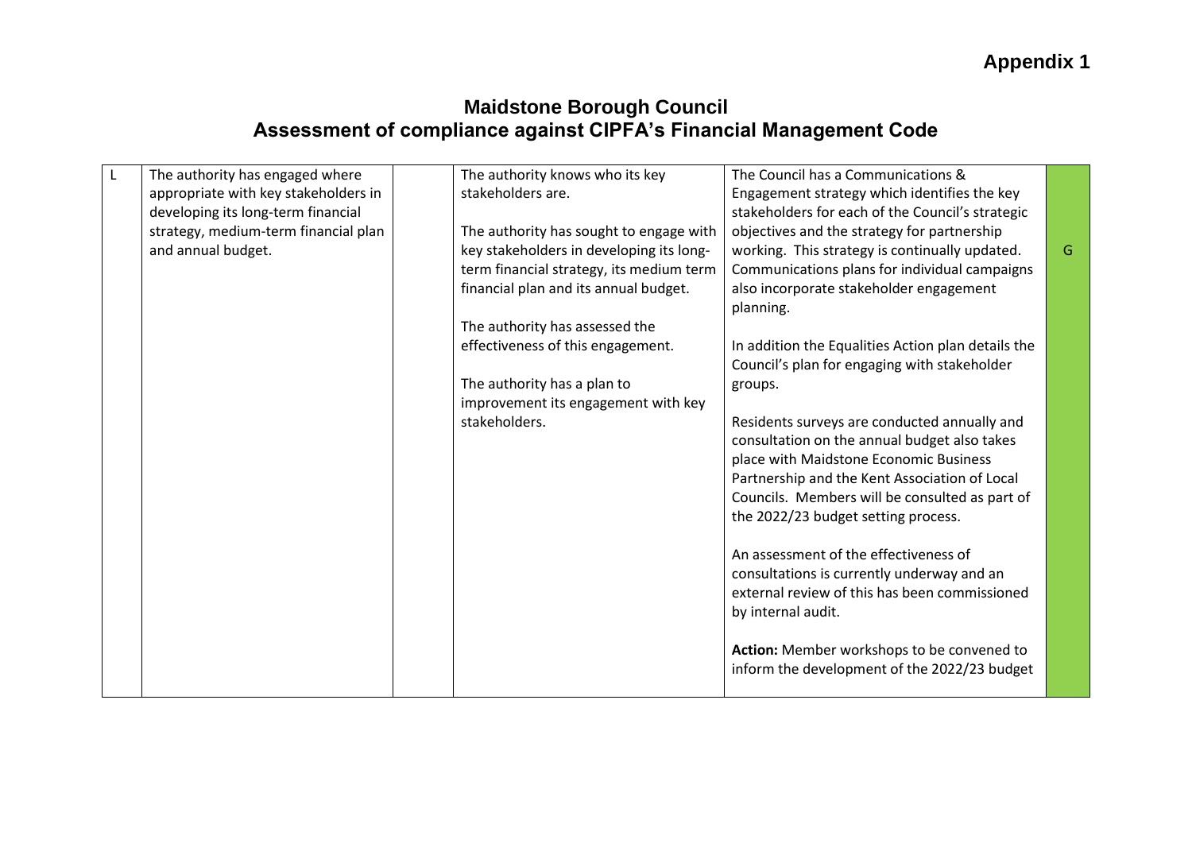Appendix 1

# Maidstone Borough Council
# Assessment of compliance against CIPFA's Financial Management Code

| | | | | | |
|---|---|---|---|---|---|
| L | The authority has engaged where appropriate with key stakeholders in developing its long-term financial strategy, medium-term financial plan and annual budget. | | The authority knows who its key stakeholders are.<br><br>The authority has sought to engage with key stakeholders in developing its long-term financial strategy, its medium term financial plan and its annual budget.<br><br>The authority has assessed the effectiveness of this engagement.<br><br>The authority has a plan to improvement its engagement with key stakeholders. | The Council has a Communications & Engagement strategy which identifies the key stakeholders for each of the Council's strategic objectives and the strategy for partnership working. This strategy is continually updated. Communications plans for individual campaigns also incorporate stakeholder engagement planning.<br><br>In addition the Equalities Action plan details the Council's plan for engaging with stakeholder groups.<br><br>Residents surveys are conducted annually and consultation on the annual budget also takes place with Maidstone Economic Business Partnership and the Kent Association of Local Councils. Members will be consulted as part of the 2022/23 budget setting process.<br><br>An assessment of the effectiveness of consultations is currently underway and an external review of this has been commissioned by internal audit.<br><br>**Action:** Member workshops to be convened to inform the development of the 2022/23 budget | G |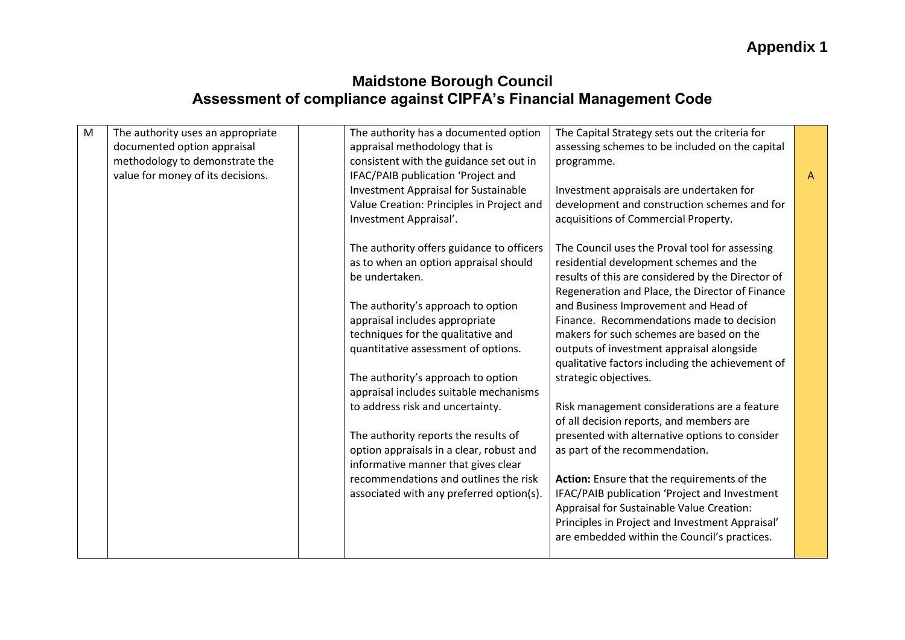# Appendix 1

## Maidstone Borough Council
## Assessment of compliance against CIPFA's Financial Management Code

| | | | | | |
|---|---|---|---|---|---|
| M | The authority uses an appropriate documented option appraisal methodology to demonstrate the value for money of its decisions. | | The authority has a documented option appraisal methodology that is consistent with the guidance set out in IFAC/PAIB publication 'Project and Investment Appraisal for Sustainable Value Creation: Principles in Project and Investment Appraisal'.<br><br>The authority offers guidance to officers as to when an option appraisal should be undertaken.<br><br>The authority's approach to option appraisal includes appropriate techniques for the qualitative and quantitative assessment of options.<br><br>The authority's approach to option appraisal includes suitable mechanisms to address risk and uncertainty.<br><br>The authority reports the results of option appraisals in a clear, robust and informative manner that gives clear recommendations and outlines the risk associated with any preferred option(s). | The Capital Strategy sets out the criteria for assessing schemes to be included on the capital programme.<br><br>Investment appraisals are undertaken for development and construction schemes and for acquisitions of Commercial Property.<br><br>The Council uses the Proval tool for assessing residential development schemes and the results of this are considered by the Director of Regeneration and Place, the Director of Finance and Business Improvement and Head of Finance. Recommendations made to decision makers for such schemes are based on the outputs of investment appraisal alongside qualitative factors including the achievement of strategic objectives.<br><br>Risk management considerations are a feature of all decision reports, and members are presented with alternative options to consider as part of the recommendation.<br><br>**Action:** Ensure that the requirements of the IFAC/PAIB publication 'Project and Investment Appraisal for Sustainable Value Creation: Principles in Project and Investment Appraisal' are embedded within the Council's practices. | A |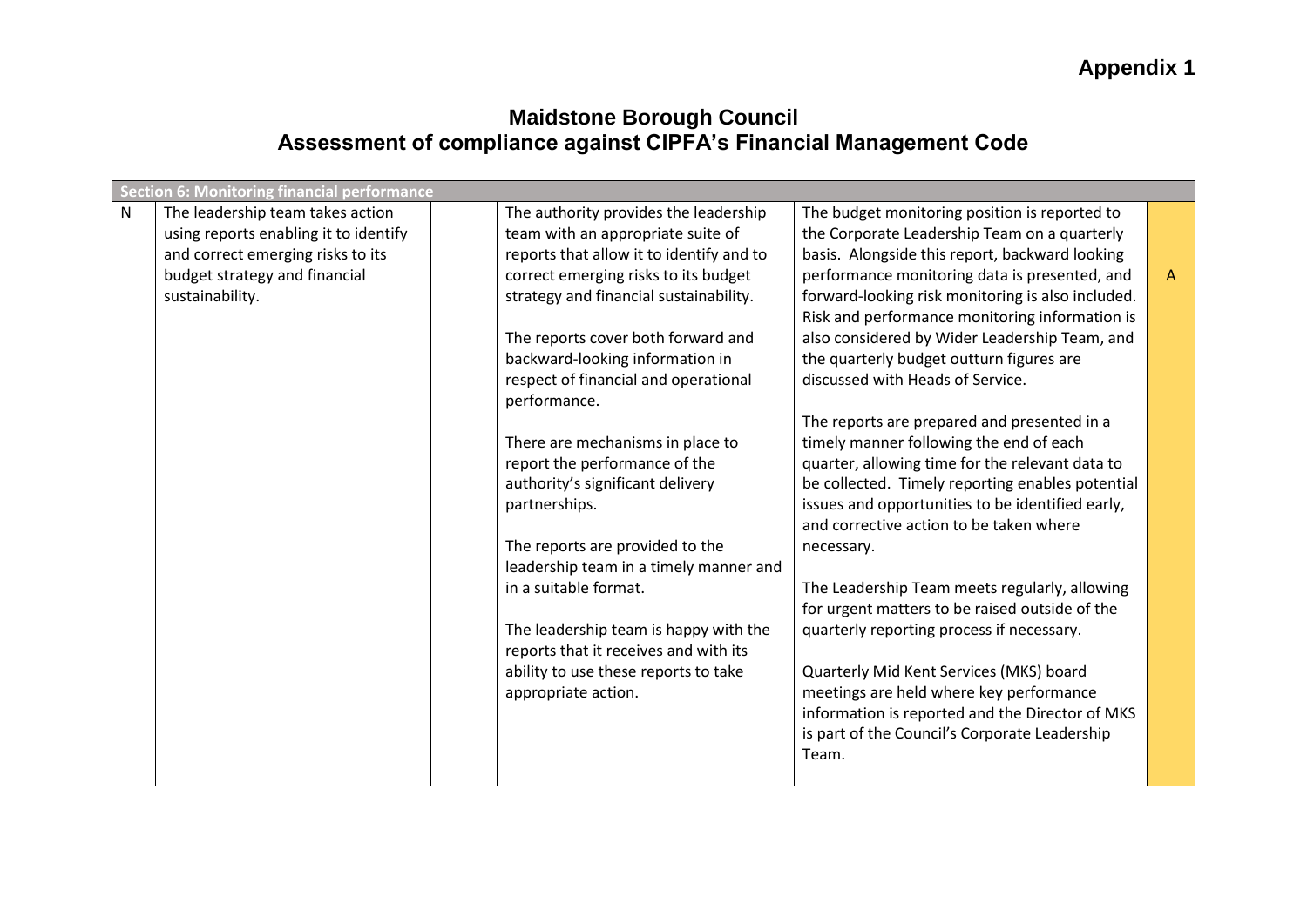# Appendix 1

## Maidstone Borough Council
## Assessment of compliance against CIPFA's Financial Management Code

| Section 6: Monitoring financial performance | | | | | |
|---|---|---|---|---|---|
| N | The leadership team takes action using reports enabling it to identify and correct emerging risks to its budget strategy and financial sustainability. | | The authority provides the leadership team with an appropriate suite of reports that allow it to identify and to correct emerging risks to its budget strategy and financial sustainability.<br><br>The reports cover both forward and backward-looking information in respect of financial and operational performance.<br><br>There are mechanisms in place to report the performance of the authority's significant delivery partnerships.<br><br>The reports are provided to the leadership team in a timely manner and in a suitable format.<br><br>The leadership team is happy with the reports that it receives and with its ability to use these reports to take appropriate action. | The budget monitoring position is reported to the Corporate Leadership Team on a quarterly basis. Alongside this report, backward looking performance monitoring data is presented, and forward-looking risk monitoring is also included. Risk and performance monitoring information is also considered by Wider Leadership Team, and the quarterly budget outturn figures are discussed with Heads of Service.<br><br>The reports are prepared and presented in a timely manner following the end of each quarter, allowing time for the relevant data to be collected. Timely reporting enables potential issues and opportunities to be identified early, and corrective action to be taken where necessary.<br><br>The Leadership Team meets regularly, allowing for urgent matters to be raised outside of the quarterly reporting process if necessary.<br><br>Quarterly Mid Kent Services (MKS) board meetings are held where key performance information is reported and the Director of MKS is part of the Council's Corporate Leadership Team. | A |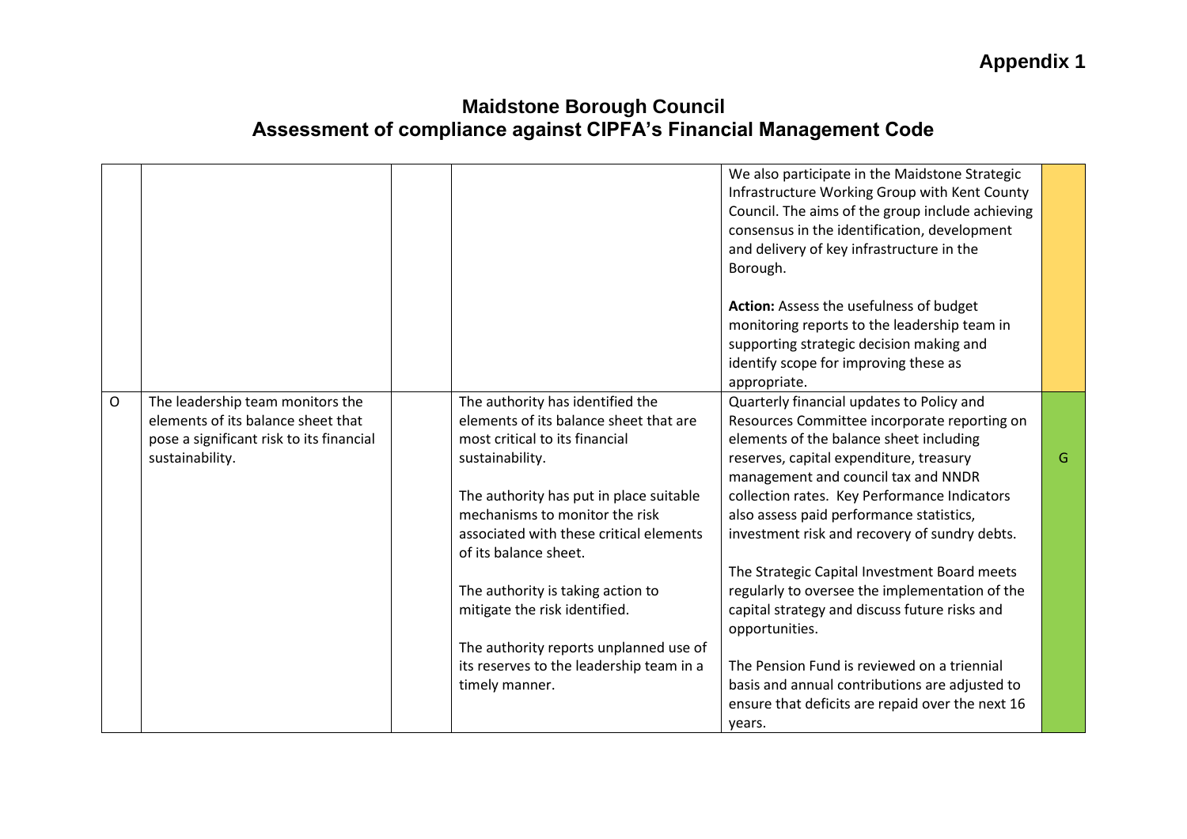Appendix 1

# Maidstone Borough Council
# Assessment of compliance against CIPFA's Financial Management Code

| | | | | | |
|---|---|---|---|---|---|
| | | | | We also participate in the Maidstone Strategic Infrastructure Working Group with Kent County Council. The aims of the group include achieving consensus in the identification, development and delivery of key infrastructure in the Borough.<br><br>**Action:** Assess the usefulness of budget monitoring reports to the leadership team in supporting strategic decision making and identify scope for improving these as appropriate. | |
| O | The leadership team monitors the elements of its balance sheet that pose a significant risk to its financial sustainability. | | The authority has identified the elements of its balance sheet that are most critical to its financial sustainability.<br><br>The authority has put in place suitable mechanisms to monitor the risk associated with these critical elements of its balance sheet.<br><br>The authority is taking action to mitigate the risk identified.<br><br>The authority reports unplanned use of its reserves to the leadership team in a timely manner. | Quarterly financial updates to Policy and Resources Committee incorporate reporting on elements of the balance sheet including reserves, capital expenditure, treasury management and council tax and NNDR collection rates. Key Performance Indicators also assess paid performance statistics, investment risk and recovery of sundry debts.<br><br>The Strategic Capital Investment Board meets regularly to oversee the implementation of the capital strategy and discuss future risks and opportunities.<br><br>The Pension Fund is reviewed on a triennial basis and annual contributions are adjusted to ensure that deficits are repaid over the next 16 years. | G |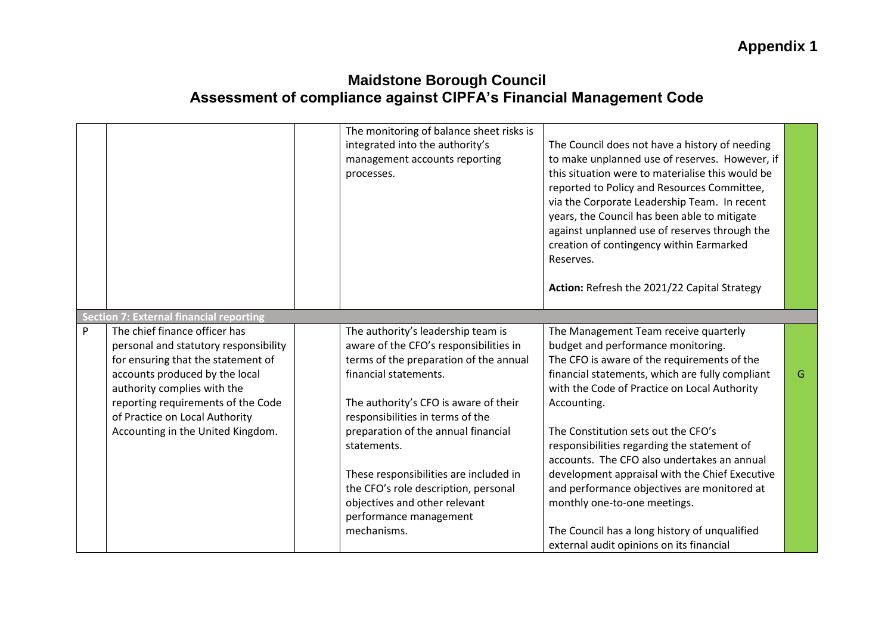# Appendix 1

## Maidstone Borough Council
## Assessment of compliance against CIPFA's Financial Management Code

| | | | | | |
|---|---|---|---|---|---|
| | | | The monitoring of balance sheet risks is integrated into the authority's management accounts reporting processes. | The Council does not have a history of needing to make unplanned use of reserves. However, if this situation were to materialise this would be reported to Policy and Resources Committee, via the Corporate Leadership Team. In recent years, the Council has been able to mitigate against unplanned use of reserves through the creation of contingency within Earmarked Reserves.<br><br>**Action:** Refresh the 2021/22 Capital Strategy | |
| **Section 7: External financial reporting** | | | | | |
| P | The chief finance officer has personal and statutory responsibility for ensuring that the statement of accounts produced by the local authority complies with the reporting requirements of the Code of Practice on Local Authority Accounting in the United Kingdom. | | The authority's leadership team is aware of the CFO's responsibilities in terms of the preparation of the annual financial statements.<br><br>The authority's CFO is aware of their responsibilities in terms of the preparation of the annual financial statements.<br><br>These responsibilities are included in the CFO's role description, personal objectives and other relevant performance management mechanisms. | The Management Team receive quarterly budget and performance monitoring.<br>The CFO is aware of the requirements of the financial statements, which are fully compliant with the Code of Practice on Local Authority Accounting.<br><br>The Constitution sets out the CFO's responsibilities regarding the statement of accounts. The CFO also undertakes an annual development appraisal with the Chief Executive and performance objectives are monitored at monthly one-to-one meetings.<br><br>The Council has a long history of unqualified external audit opinions on its financial | G |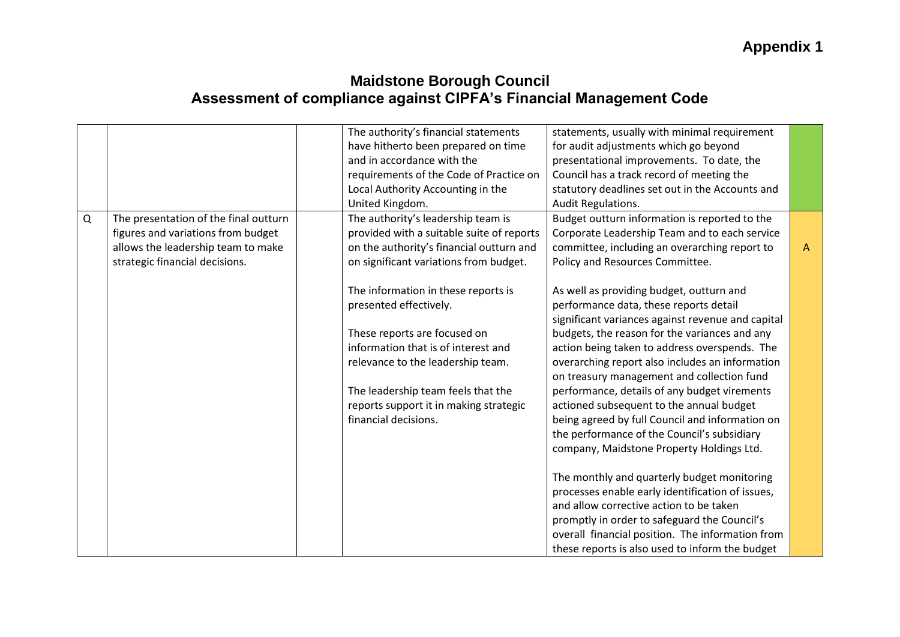# Appendix 1

## Maidstone Borough Council
## Assessment of compliance against CIPFA's Financial Management Code

| | | | | | |
|---|---|---|---|---|---|
| | | | The authority's financial statements have hitherto been prepared on time and in accordance with the requirements of the Code of Practice on Local Authority Accounting in the United Kingdom. | statements, usually with minimal requirement for audit adjustments which go beyond presentational improvements. To date, the Council has a track record of meeting the statutory deadlines set out in the Accounts and Audit Regulations. | |
| Q | The presentation of the final outturn figures and variations from budget allows the leadership team to make strategic financial decisions. | | The authority's leadership team is provided with a suitable suite of reports on the authority's financial outturn and on significant variations from budget.<br><br>The information in these reports is presented effectively.<br><br>These reports are focused on information that is of interest and relevance to the leadership team.<br><br>The leadership team feels that the reports support it in making strategic financial decisions. | Budget outturn information is reported to the Corporate Leadership Team and to each service committee, including an overarching report to Policy and Resources Committee.<br><br>As well as providing budget, outturn and performance data, these reports detail significant variances against revenue and capital budgets, the reason for the variances and any action being taken to address overspends. The overarching report also includes an information on treasury management and collection fund performance, details of any budget virements actioned subsequent to the annual budget being agreed by full Council and information on the performance of the Council's subsidiary company, Maidstone Property Holdings Ltd.<br><br>The monthly and quarterly budget monitoring processes enable early identification of issues, and allow corrective action to be taken promptly in order to safeguard the Council's overall financial position. The information from these reports is also used to inform the budget | A |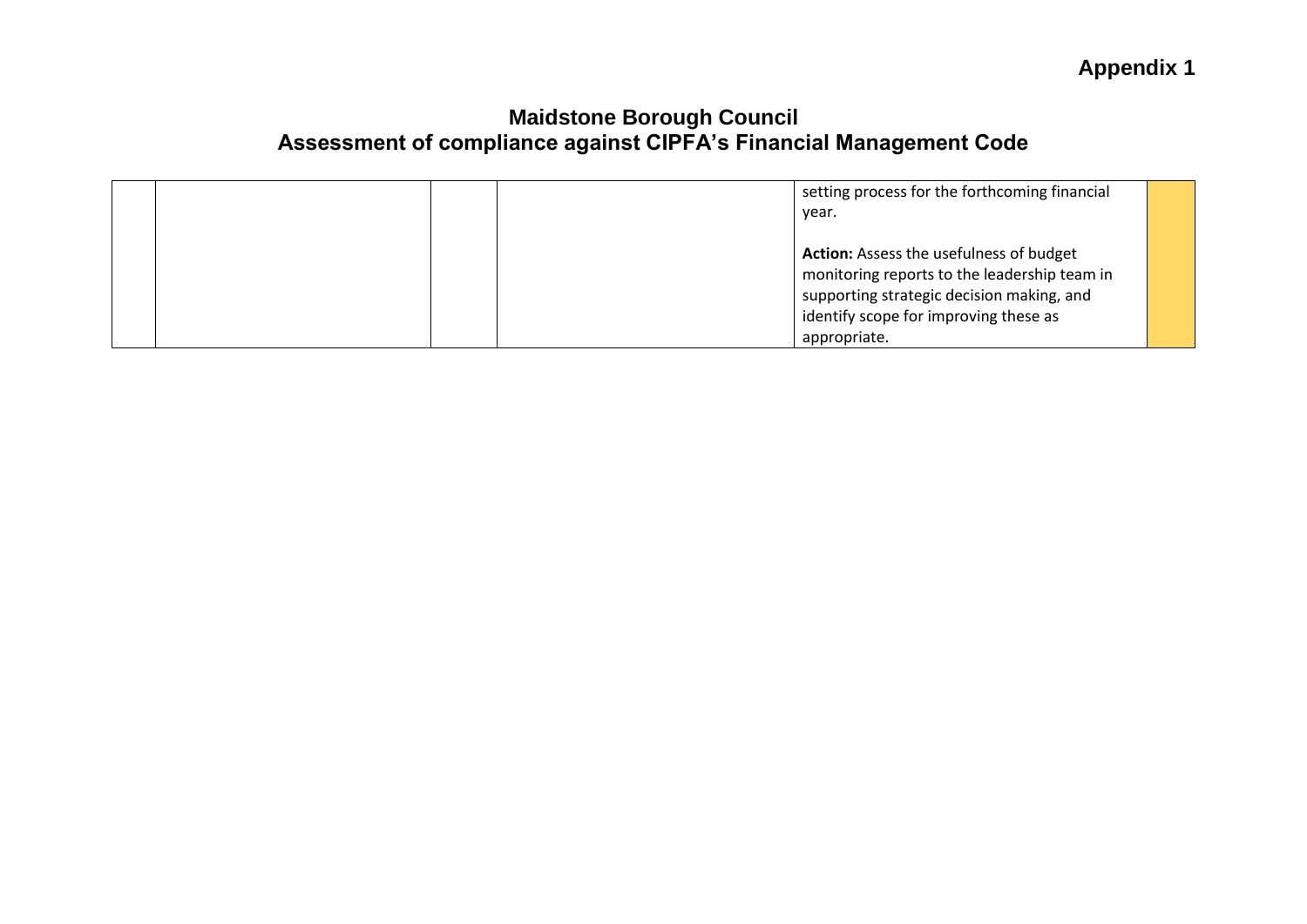# Appendix 1

## Maidstone Borough Council
## Assessment of compliance against CIPFA's Financial Management Code

| | | | | | |
|---|---|---|---|---|---|
| | | | | setting process for the forthcoming financial year.<br><br>**Action:** Assess the usefulness of budget monitoring reports to the leadership team in supporting strategic decision making, and identify scope for improving these as appropriate. | |